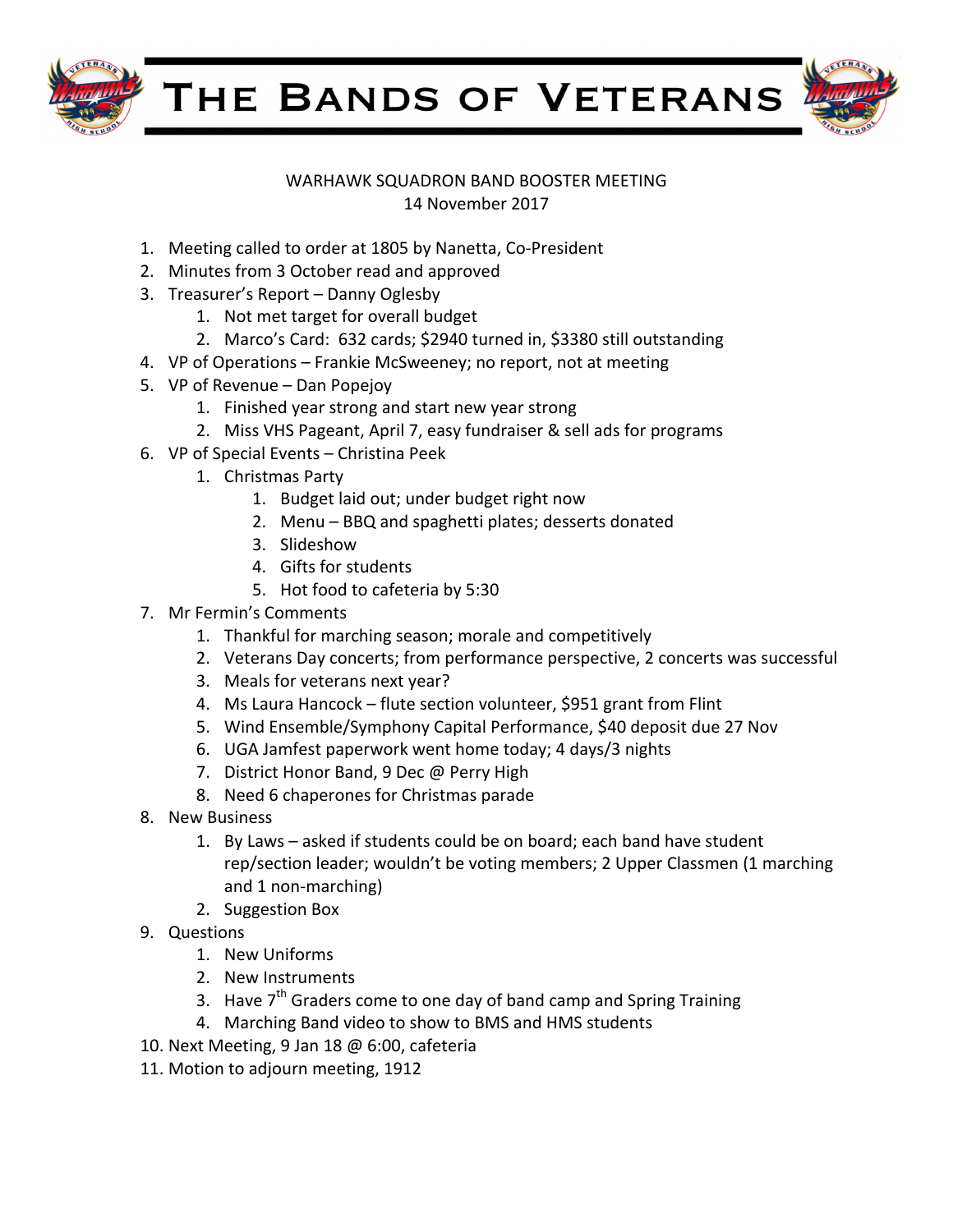# The Bands of Veterans

WARHAWK SQUADRON BAND BOOSTER MEETING
14 November 2017

1. Meeting called to order at 1805 by Nanetta, Co-President
2. Minutes from 3 October read and approved
3. Treasurer's Report – Danny Oglesby
   1. Not met target for overall budget
   2. Marco's Card: 632 cards; $2940 turned in, $3380 still outstanding
4. VP of Operations – Frankie McSweeney; no report, not at meeting
5. VP of Revenue – Dan Popejoy
   1. Finished year strong and start new year strong
   2. Miss VHS Pageant, April 7, easy fundraiser & sell ads for programs
6. VP of Special Events – Christina Peek
   1. Christmas Party
      1. Budget laid out; under budget right now
      2. Menu – BBQ and spaghetti plates; desserts donated
      3. Slideshow
      4. Gifts for students
      5. Hot food to cafeteria by 5:30
7. Mr Fermin's Comments
   1. Thankful for marching season; morale and competitively
   2. Veterans Day concerts; from performance perspective, 2 concerts was successful
   3. Meals for veterans next year?
   4. Ms Laura Hancock – flute section volunteer, $951 grant from Flint
   5. Wind Ensemble/Symphony Capital Performance, $40 deposit due 27 Nov
   6. UGA Jamfest paperwork went home today; 4 days/3 nights
   7. District Honor Band, 9 Dec @ Perry High
   8. Need 6 chaperones for Christmas parade
8. New Business
   1. By Laws – asked if students could be on board; each band have student rep/section leader; wouldn't be voting members; 2 Upper Classmen (1 marching and 1 non-marching)
   2. Suggestion Box
9. Questions
   1. New Uniforms
   2. New Instruments
   3. Have 7th Graders come to one day of band camp and Spring Training
   4. Marching Band video to show to BMS and HMS students
10. Next Meeting, 9 Jan 18 @ 6:00, cafeteria
11. Motion to adjourn meeting, 1912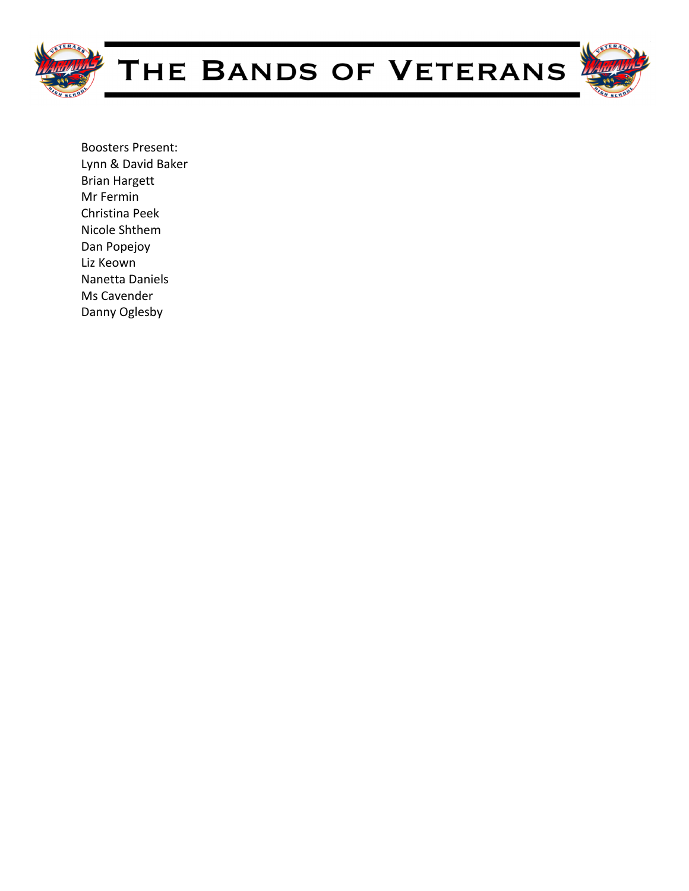Boosters Present:
Lynn & David Baker
Brian Hargett
Mr Fermin
Christina Peek
Nicole Shthem
Dan Popejoy
Liz Keown
Nanetta Daniels
Ms Cavender
Danny Oglesby